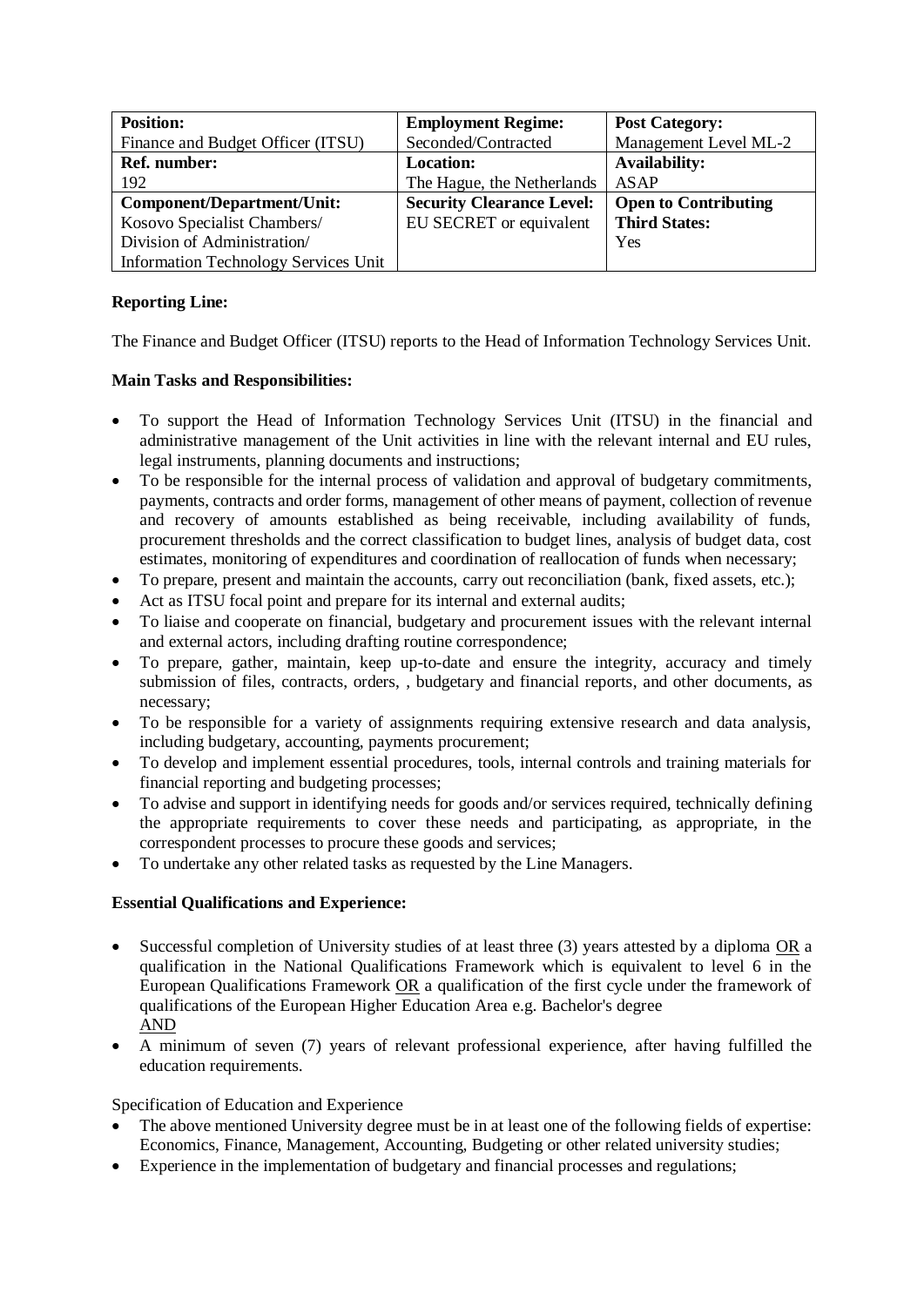| **Position:** | **Employment Regime:** | **Post Category:** |
| --- | --- | --- |
| Finance and Budget Officer (ITSU) | Seconded/Contracted | Management Level ML-2 |
| **Ref. number:** | **Location:** | **Availability:** |
| 192 | The Hague, the Netherlands | ASAP |
| **Component/Department/Unit:** Kosovo Specialist Chambers/ Division of Administration/ Information Technology Services Unit | **Security Clearance Level:** EU SECRET or equivalent | **Open to Contributing Third States:** Yes |

**Reporting Line:**

The Finance and Budget Officer (ITSU) reports to the Head of Information Technology Services Unit.

**Main Tasks and Responsibilities:**

- To support the Head of Information Technology Services Unit (ITSU) in the financial and administrative management of the Unit activities in line with the relevant internal and EU rules, legal instruments, planning documents and instructions;
- To be responsible for the internal process of validation and approval of budgetary commitments, payments, contracts and order forms, management of other means of payment, collection of revenue and recovery of amounts established as being receivable, including availability of funds, procurement thresholds and the correct classification to budget lines, analysis of budget data, cost estimates, monitoring of expenditures and coordination of reallocation of funds when necessary;
- To prepare, present and maintain the accounts, carry out reconciliation (bank, fixed assets, etc.);
- Act as ITSU focal point and prepare for its internal and external audits;
- To liaise and cooperate on financial, budgetary and procurement issues with the relevant internal and external actors, including drafting routine correspondence;
- To prepare, gather, maintain, keep up-to-date and ensure the integrity, accuracy and timely submission of files, contracts, orders, , budgetary and financial reports, and other documents, as necessary;
- To be responsible for a variety of assignments requiring extensive research and data analysis, including budgetary, accounting, payments procurement;
- To develop and implement essential procedures, tools, internal controls and training materials for financial reporting and budgeting processes;
- To advise and support in identifying needs for goods and/or services required, technically defining the appropriate requirements to cover these needs and participating, as appropriate, in the correspondent processes to procure these goods and services;
- To undertake any other related tasks as requested by the Line Managers.

**Essential Qualifications and Experience:**

- Successful completion of University studies of at least three (3) years attested by a diploma OR a qualification in the National Qualifications Framework which is equivalent to level 6 in the European Qualifications Framework OR a qualification of the first cycle under the framework of qualifications of the European Higher Education Area e.g. Bachelor's degree
  AND
- A minimum of seven (7) years of relevant professional experience, after having fulfilled the education requirements.

Specification of Education and Experience

- The above mentioned University degree must be in at least one of the following fields of expertise: Economics, Finance, Management, Accounting, Budgeting or other related university studies;
- Experience in the implementation of budgetary and financial processes and regulations;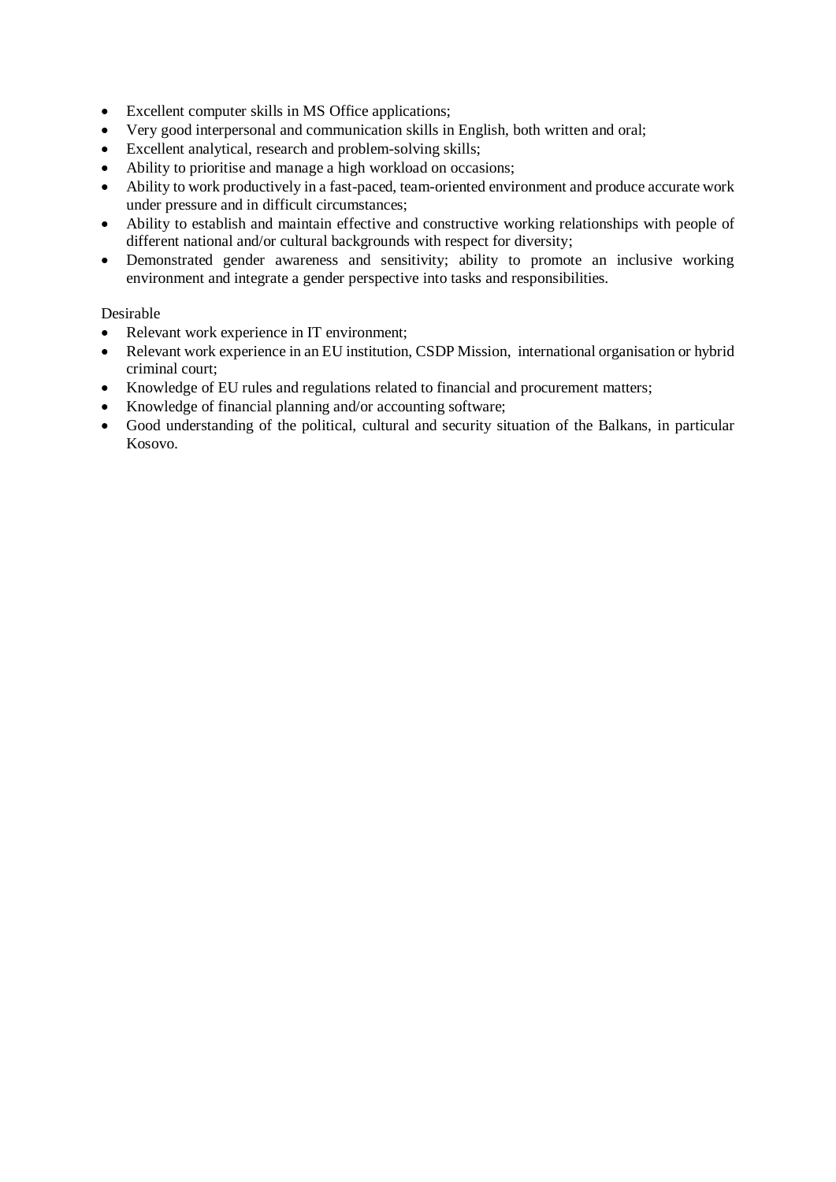- Excellent computer skills in MS Office applications;
- Very good interpersonal and communication skills in English, both written and oral;
- Excellent analytical, research and problem-solving skills;
- Ability to prioritise and manage a high workload on occasions;
- Ability to work productively in a fast-paced, team-oriented environment and produce accurate work under pressure and in difficult circumstances;
- Ability to establish and maintain effective and constructive working relationships with people of different national and/or cultural backgrounds with respect for diversity;
- Demonstrated gender awareness and sensitivity; ability to promote an inclusive working environment and integrate a gender perspective into tasks and responsibilities.

Desirable

- Relevant work experience in IT environment;
- Relevant work experience in an EU institution, CSDP Mission, international organisation or hybrid criminal court;
- Knowledge of EU rules and regulations related to financial and procurement matters;
- Knowledge of financial planning and/or accounting software;
- Good understanding of the political, cultural and security situation of the Balkans, in particular Kosovo.